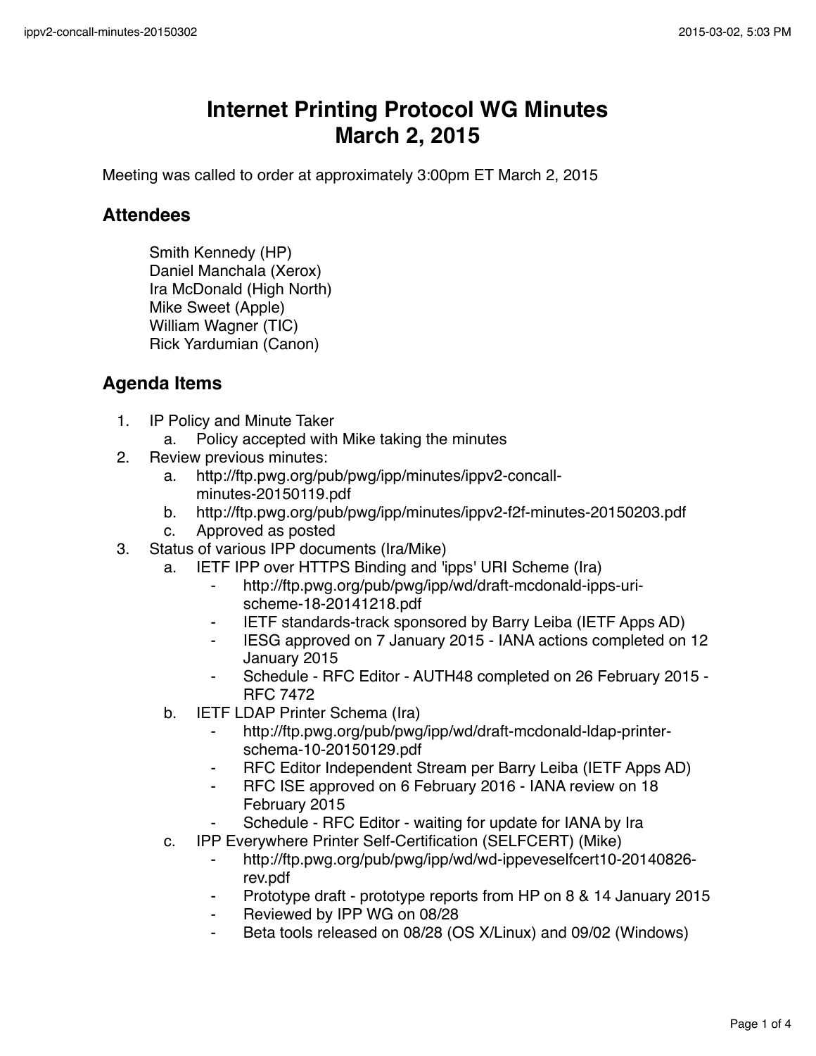# Internet Printing Protocol WG Minutes
# March 2, 2015

Meeting was called to order at approximately 3:00pm ET March 2, 2015

## Attendees

Smith Kennedy (HP)
Daniel Manchala (Xerox)
Ira McDonald (High North)
Mike Sweet (Apple)
William Wagner (TIC)
Rick Yardumian (Canon)

## Agenda Items

1. IP Policy and Minute Taker
   a. Policy accepted with Mike taking the minutes
2. Review previous minutes:
   a. http://ftp.pwg.org/pub/pwg/ipp/minutes/ippv2-concall-minutes-20150119.pdf
   b. http://ftp.pwg.org/pub/pwg/ipp/minutes/ippv2-f2f-minutes-20150203.pdf
   c. Approved as posted
3. Status of various IPP documents (Ira/Mike)
   a. IETF IPP over HTTPS Binding and 'ipps' URI Scheme (Ira)
      - http://ftp.pwg.org/pub/pwg/ipp/wd/draft-mcdonald-ipps-uri-scheme-18-20141218.pdf
      - IETF standards-track sponsored by Barry Leiba (IETF Apps AD)
      - IESG approved on 7 January 2015 - IANA actions completed on 12 January 2015
      - Schedule - RFC Editor - AUTH48 completed on 26 February 2015 - RFC 7472
   b. IETF LDAP Printer Schema (Ira)
      - http://ftp.pwg.org/pub/pwg/ipp/wd/draft-mcdonald-ldap-printer-schema-10-20150129.pdf
      - RFC Editor Independent Stream per Barry Leiba (IETF Apps AD)
      - RFC ISE approved on 6 February 2016 - IANA review on 18 February 2015
      - Schedule - RFC Editor - waiting for update for IANA by Ira
   c. IPP Everywhere Printer Self-Certification (SELFCERT) (Mike)
      - http://ftp.pwg.org/pub/pwg/ipp/wd/wd-ippeveselfcert10-20140826-rev.pdf
      - Prototype draft - prototype reports from HP on 8 & 14 January 2015
      - Reviewed by IPP WG on 08/28
      - Beta tools released on 08/28 (OS X/Linux) and 09/02 (Windows)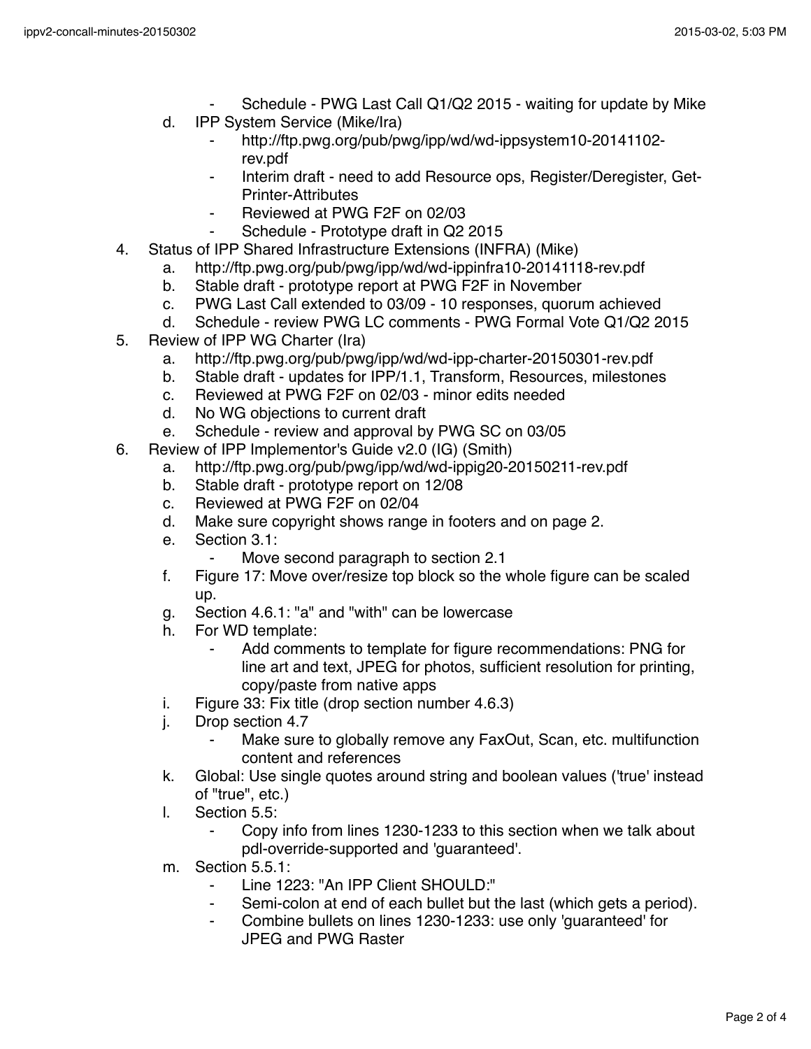- Schedule - PWG Last Call Q1/Q2 2015 - waiting for update by Mike
    d. IPP System Service (Mike/Ira)
        - http://ftp.pwg.org/pub/pwg/ipp/wd/wd-ippsystem10-20141102-rev.pdf
        - Interim draft - need to add Resource ops, Register/Deregister, Get-Printer-Attributes
        - Reviewed at PWG F2F on 02/03
        - Schedule - Prototype draft in Q2 2015

4. Status of IPP Shared Infrastructure Extensions (INFRA) (Mike)
    a. http://ftp.pwg.org/pub/pwg/ipp/wd/wd-ippinfra10-20141118-rev.pdf
    b. Stable draft - prototype report at PWG F2F in November
    c. PWG Last Call extended to 03/09 - 10 responses, quorum achieved
    d. Schedule - review PWG LC comments - PWG Formal Vote Q1/Q2 2015
5. Review of IPP WG Charter (Ira)
    a. http://ftp.pwg.org/pub/pwg/ipp/wd/wd-ipp-charter-20150301-rev.pdf
    b. Stable draft - updates for IPP/1.1, Transform, Resources, milestones
    c. Reviewed at PWG F2F on 02/03 - minor edits needed
    d. No WG objections to current draft
    e. Schedule - review and approval by PWG SC on 03/05
6. Review of IPP Implementor's Guide v2.0 (IG) (Smith)
    a. http://ftp.pwg.org/pub/pwg/ipp/wd/wd-ippig20-20150211-rev.pdf
    b. Stable draft - prototype report on 12/08
    c. Reviewed at PWG F2F on 02/04
    d. Make sure copyright shows range in footers and on page 2.
    e. Section 3.1:
        - Move second paragraph to section 2.1
    f. Figure 17: Move over/resize top block so the whole figure can be scaled up.
    g. Section 4.6.1: "a" and "with" can be lowercase
    h. For WD template:
        - Add comments to template for figure recommendations: PNG for line art and text, JPEG for photos, sufficient resolution for printing, copy/paste from native apps
    i. Figure 33: Fix title (drop section number 4.6.3)
    j. Drop section 4.7
        - Make sure to globally remove any FaxOut, Scan, etc. multifunction content and references
    k. Global: Use single quotes around string and boolean values ('true' instead of "true", etc.)
    l. Section 5.5:
        - Copy info from lines 1230-1233 to this section when we talk about pdl-override-supported and 'guaranteed'.
    m. Section 5.5.1:
        - Line 1223: "An IPP Client SHOULD:"
        - Semi-colon at end of each bullet but the last (which gets a period).
        - Combine bullets on lines 1230-1233: use only 'guaranteed' for JPEG and PWG Raster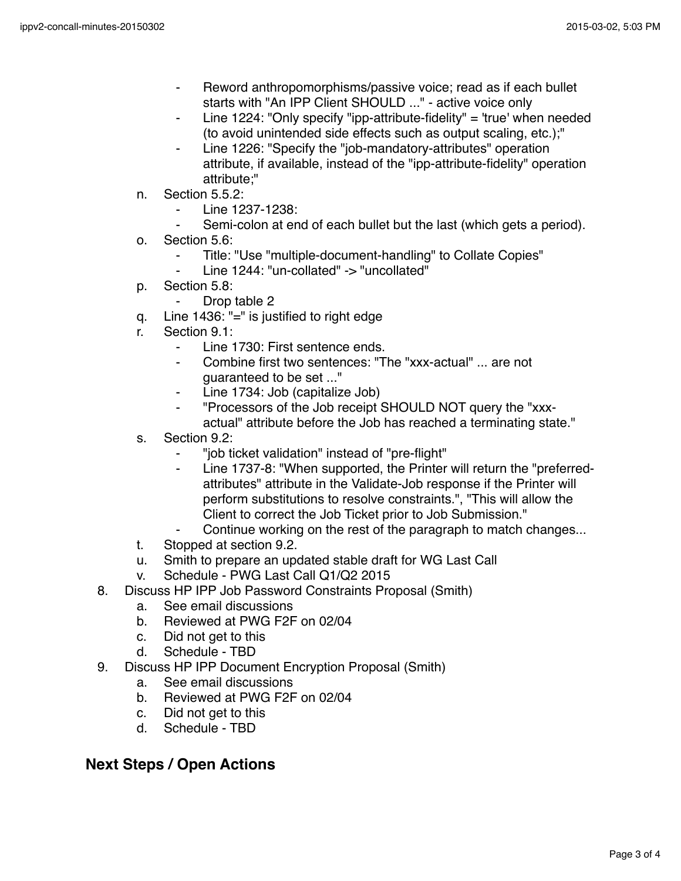- Reword anthropomorphisms/passive voice; read as if each bullet starts with "An IPP Client SHOULD ..." - active voice only
- Line 1224: "Only specify "ipp-attribute-fidelity" = 'true' when needed (to avoid unintended side effects such as output scaling, etc.);"
- Line 1226: "Specify the "job-mandatory-attributes" operation attribute, if available, instead of the "ipp-attribute-fidelity" operation attribute;"

n. Section 5.5.2:
   - Line 1237-1238:
   - Semi-colon at end of each bullet but the last (which gets a period).

o. Section 5.6:
   - Title: "Use "multiple-document-handling" to Collate Copies"
   - Line 1244: "un-collated" -> "uncollated"

p. Section 5.8:
   - Drop table 2

q. Line 1436: "=" is justified to right edge

r. Section 9.1:
   - Line 1730: First sentence ends.
   - Combine first two sentences: "The "xxx-actual" ... are not guaranteed to be set ..."
   - Line 1734: Job (capitalize Job)
   - "Processors of the Job receipt SHOULD NOT query the "xxx-actual" attribute before the Job has reached a terminating state."

s. Section 9.2:
   - "job ticket validation" instead of "pre-flight"
   - Line 1737-8: "When supported, the Printer will return the "preferred-attributes" attribute in the Validate-Job response if the Printer will perform substitutions to resolve constraints.", "This will allow the Client to correct the Job Ticket prior to Job Submission."
   - Continue working on the rest of the paragraph to match changes...

t. Stopped at section 9.2.

u. Smith to prepare an updated stable draft for WG Last Call

v. Schedule - PWG Last Call Q1/Q2 2015

8. Discuss HP IPP Job Password Constraints Proposal (Smith)
   a. See email discussions
   b. Reviewed at PWG F2F on 02/04
   c. Did not get to this
   d. Schedule - TBD

9. Discuss HP IPP Document Encryption Proposal (Smith)
   a. See email discussions
   b. Reviewed at PWG F2F on 02/04
   c. Did not get to this
   d. Schedule - TBD

## Next Steps / Open Actions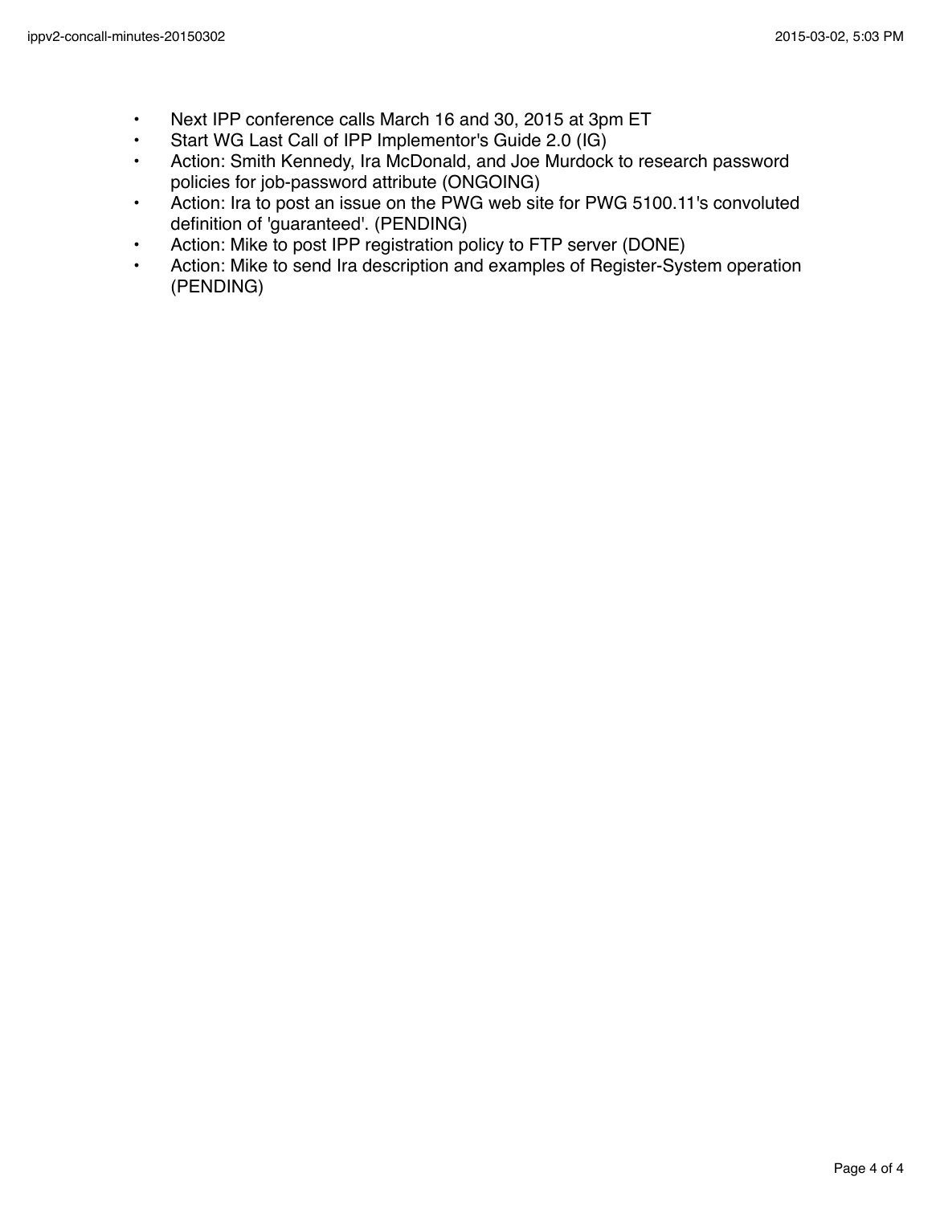- Next IPP conference calls March 16 and 30, 2015 at 3pm ET
- Start WG Last Call of IPP Implementor's Guide 2.0 (IG)
- Action: Smith Kennedy, Ira McDonald, and Joe Murdock to research password policies for job-password attribute (ONGOING)
- Action: Ira to post an issue on the PWG web site for PWG 5100.11's convoluted definition of 'guaranteed'. (PENDING)
- Action: Mike to post IPP registration policy to FTP server (DONE)
- Action: Mike to send Ira description and examples of Register-System operation (PENDING)